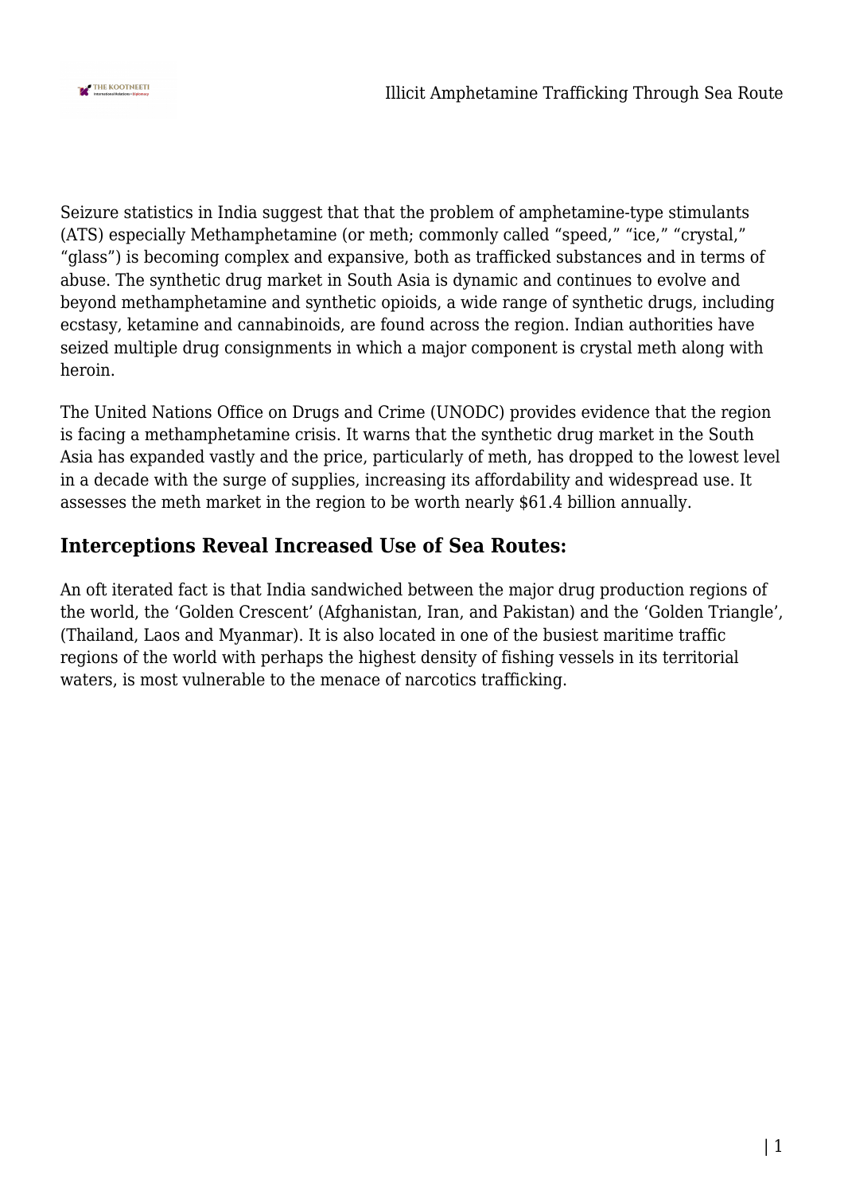Seizure statistics in India suggest that that the problem of amphetamine-type stimulants (ATS) especially Methamphetamine (or meth; commonly called "speed," "ice," "crystal," "glass") is becoming complex and expansive, both as trafficked substances and in terms of abuse. The synthetic drug market in South Asia is dynamic and continues to evolve and beyond methamphetamine and synthetic opioids, a wide range of synthetic drugs, including ecstasy, ketamine and cannabinoids, are found across the region. Indian authorities have seized multiple drug consignments in which a major component is crystal meth along with heroin.

The United Nations Office on Drugs and Crime (UNODC) provides evidence that the region is facing a methamphetamine crisis. It warns that the synthetic drug market in the South Asia has expanded vastly and the price, particularly of meth, has dropped to the lowest level in a decade with the surge of supplies, increasing its affordability and widespread use. It assesses the meth market in the region to be worth nearly $61.4 billion annually.

## Interceptions Reveal Increased Use of Sea Routes:

An oft iterated fact is that India sandwiched between the major drug production regions of the world, the 'Golden Crescent' (Afghanistan, Iran, and Pakistan) and the 'Golden Triangle', (Thailand, Laos and Myanmar). It is also located in one of the busiest maritime traffic regions of the world with perhaps the highest density of fishing vessels in its territorial waters, is most vulnerable to the menace of narcotics trafficking.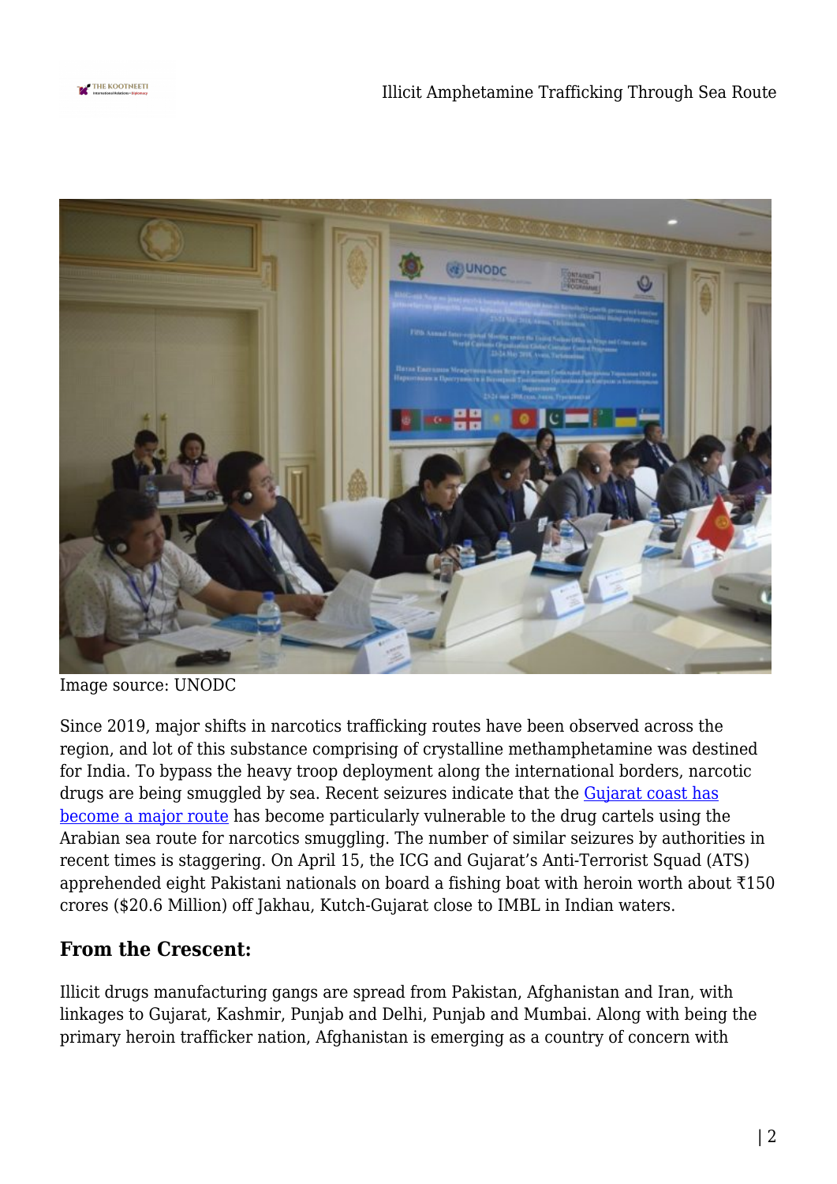Image source: UNODC

Since 2019, major shifts in narcotics trafficking routes have been observed across the region, and lot of this substance comprising of crystalline methamphetamine was destined for India. To bypass the heavy troop deployment along the international borders, narcotic drugs are being smuggled by sea. Recent seizures indicate that the Gujarat coast has become a major route has become particularly vulnerable to the drug cartels using the Arabian sea route for narcotics smuggling. The number of similar seizures by authorities in recent times is staggering. On April 15, the ICG and Gujarat's Anti-Terrorist Squad (ATS) apprehended eight Pakistani nationals on board a fishing boat with heroin worth about ₹150 crores ($20.6 Million) off Jakhau, Kutch-Gujarat close to IMBL in Indian waters.

## From the Crescent:

Illicit drugs manufacturing gangs are spread from Pakistan, Afghanistan and Iran, with linkages to Gujarat, Kashmir, Punjab and Delhi, Punjab and Mumbai. Along with being the primary heroin trafficker nation, Afghanistan is emerging as a country of concern with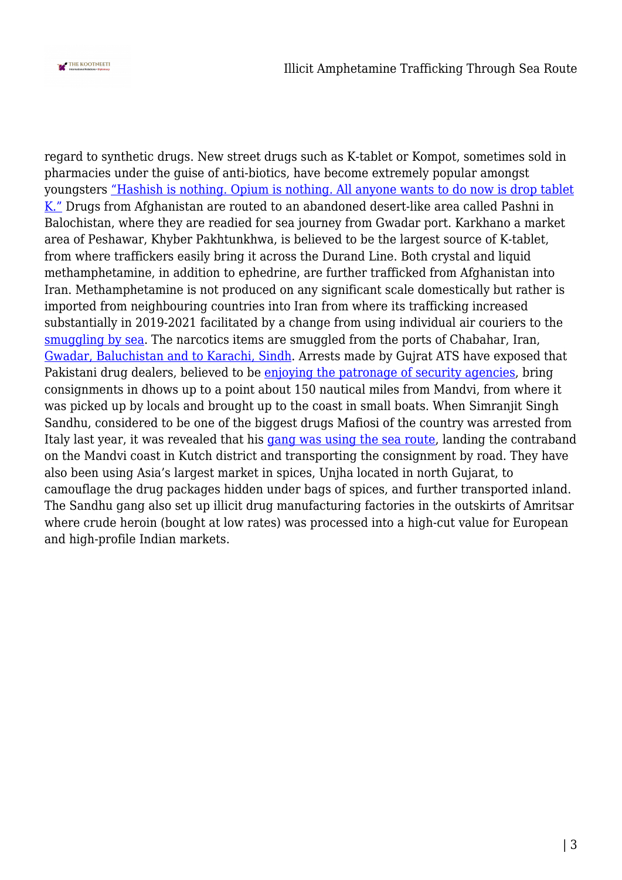regard to synthetic drugs. New street drugs such as K-tablet or Kompot, sometimes sold in pharmacies under the guise of anti-biotics, have become extremely popular amongst youngsters "Hashish is nothing. Opium is nothing. All anyone wants to do now is drop tablet K." Drugs from Afghanistan are routed to an abandoned desert-like area called Pashni in Balochistan, where they are readied for sea journey from Gwadar port. Karkhano a market area of Peshawar, Khyber Pakhtunkhwa, is believed to be the largest source of K-tablet, from where traffickers easily bring it across the Durand Line. Both crystal and liquid methamphetamine, in addition to ephedrine, are further trafficked from Afghanistan into Iran. Methamphetamine is not produced on any significant scale domestically but rather is imported from neighbouring countries into Iran from where its trafficking increased substantially in 2019-2021 facilitated by a change from using individual air couriers to the smuggling by sea. The narcotics items are smuggled from the ports of Chabahar, Iran, Gwadar, Baluchistan and to Karachi, Sindh. Arrests made by Gujrat ATS have exposed that Pakistani drug dealers, believed to be enjoying the patronage of security agencies, bring consignments in dhows up to a point about 150 nautical miles from Mandvi, from where it was picked up by locals and brought up to the coast in small boats. When Simranjit Singh Sandhu, considered to be one of the biggest drugs Mafiosi of the country was arrested from Italy last year, it was revealed that his gang was using the sea route, landing the contraband on the Mandvi coast in Kutch district and transporting the consignment by road. They have also been using Asia's largest market in spices, Unjha located in north Gujarat, to camouflage the drug packages hidden under bags of spices, and further transported inland. The Sandhu gang also set up illicit drug manufacturing factories in the outskirts of Amritsar where crude heroin (bought at low rates) was processed into a high-cut value for European and high-profile Indian markets.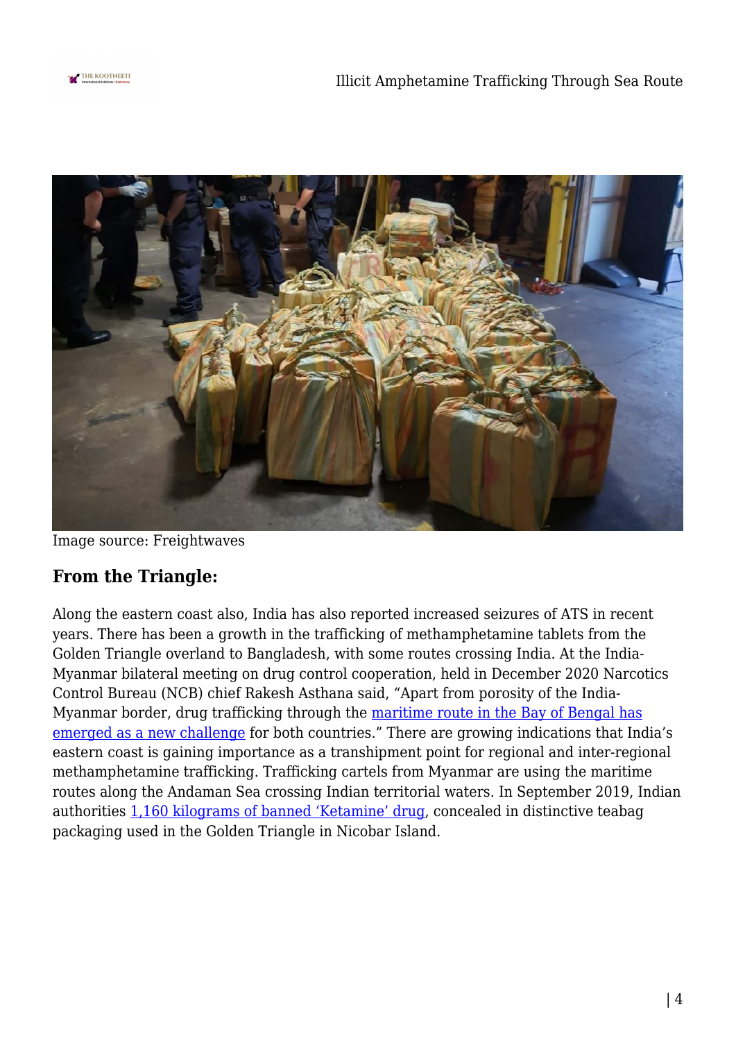Image source: Freightwaves

## From the Triangle:

Along the eastern coast also, India has also reported increased seizures of ATS in recent years. There has been a growth in the trafficking of methamphetamine tablets from the Golden Triangle overland to Bangladesh, with some routes crossing India. At the India-Myanmar bilateral meeting on drug control cooperation, held in December 2020 Narcotics Control Bureau (NCB) chief Rakesh Asthana said, "Apart from porosity of the India-Myanmar border, drug trafficking through the maritime route in the Bay of Bengal has emerged as a new challenge for both countries." There are growing indications that India's eastern coast is gaining importance as a transhipment point for regional and inter-regional methamphetamine trafficking. Trafficking cartels from Myanmar are using the maritime routes along the Andaman Sea crossing Indian territorial waters. In September 2019, Indian authorities 1,160 kilograms of banned 'Ketamine' drug, concealed in distinctive teabag packaging used in the Golden Triangle in Nicobar Island.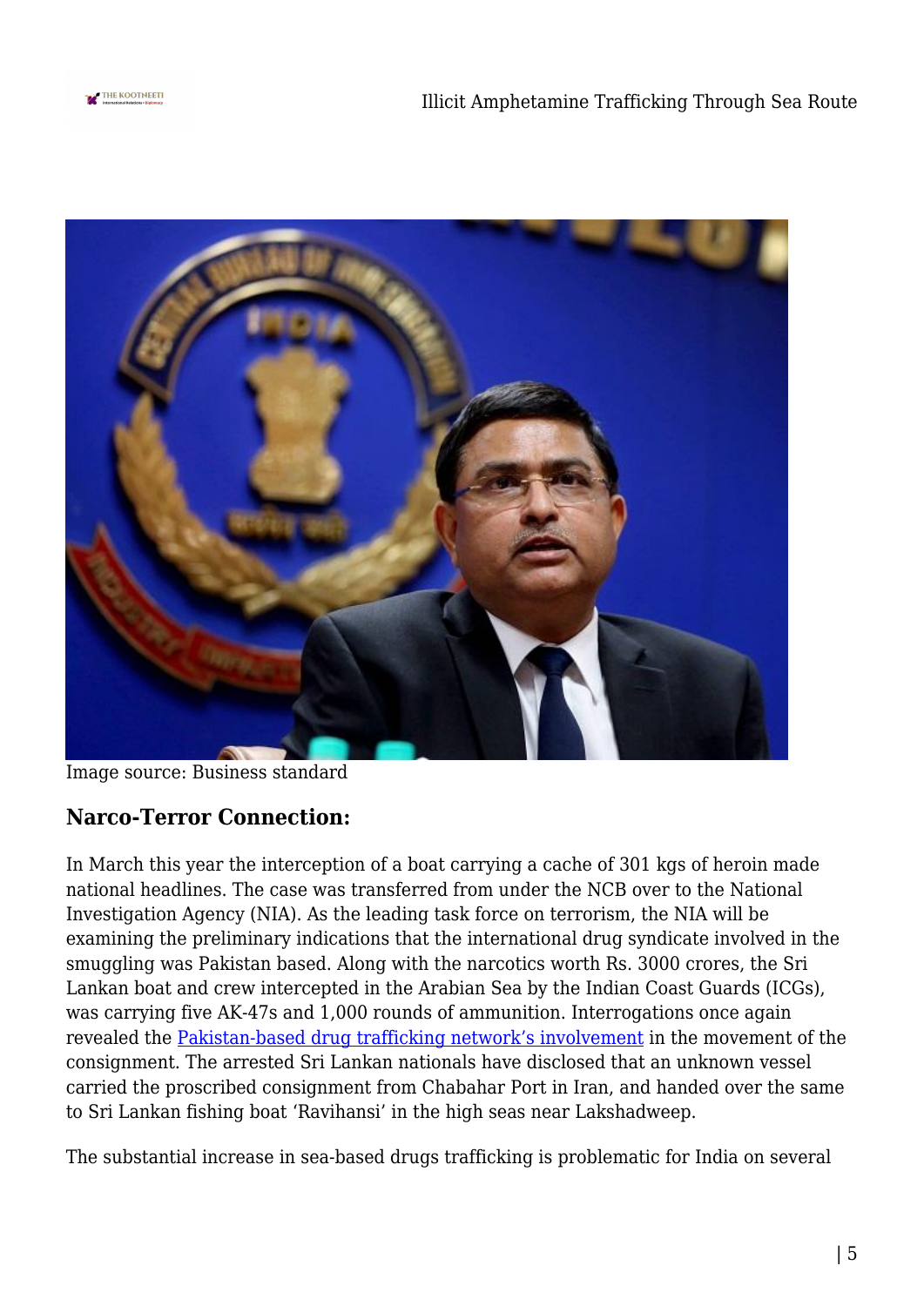Image source: Business standard

## Narco-Terror Connection:

In March this year the interception of a boat carrying a cache of 301 kgs of heroin made national headlines. The case was transferred from under the NCB over to the National Investigation Agency (NIA). As the leading task force on terrorism, the NIA will be examining the preliminary indications that the international drug syndicate involved in the smuggling was Pakistan based. Along with the narcotics worth Rs. 3000 crores, the Sri Lankan boat and crew intercepted in the Arabian Sea by the Indian Coast Guards (ICGs), was carrying five AK-47s and 1,000 rounds of ammunition. Interrogations once again revealed the Pakistan-based drug trafficking network's involvement in the movement of the consignment. The arrested Sri Lankan nationals have disclosed that an unknown vessel carried the proscribed consignment from Chabahar Port in Iran, and handed over the same to Sri Lankan fishing boat 'Ravihansi' in the high seas near Lakshadweep.

The substantial increase in sea-based drugs trafficking is problematic for India on several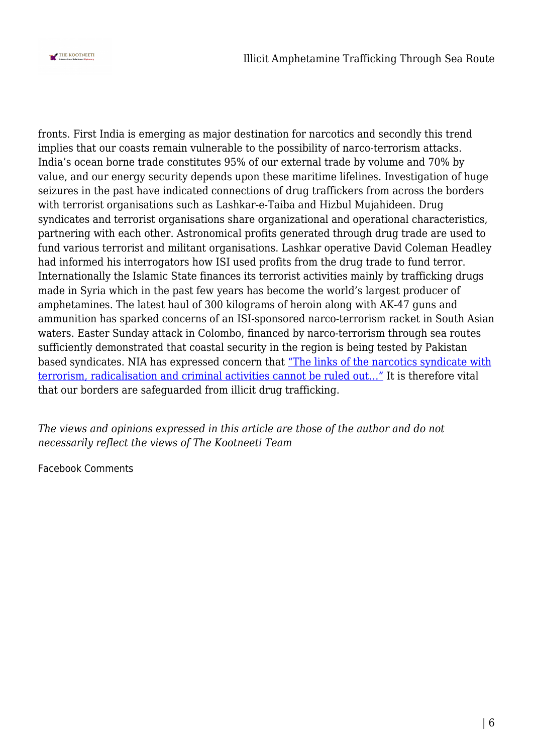fronts. First India is emerging as major destination for narcotics and secondly this trend implies that our coasts remain vulnerable to the possibility of narco-terrorism attacks. India's ocean borne trade constitutes 95% of our external trade by volume and 70% by value, and our energy security depends upon these maritime lifelines. Investigation of huge seizures in the past have indicated connections of drug traffickers from across the borders with terrorist organisations such as Lashkar-e-Taiba and Hizbul Mujahideen. Drug syndicates and terrorist organisations share organizational and operational characteristics, partnering with each other. Astronomical profits generated through drug trade are used to fund various terrorist and militant organisations. Lashkar operative David Coleman Headley had informed his interrogators how ISI used profits from the drug trade to fund terror. Internationally the Islamic State finances its terrorist activities mainly by trafficking drugs made in Syria which in the past few years has become the world's largest producer of amphetamines. The latest haul of 300 kilograms of heroin along with AK-47 guns and ammunition has sparked concerns of an ISI-sponsored narco-terrorism racket in South Asian waters. Easter Sunday attack in Colombo, financed by narco-terrorism through sea routes sufficiently demonstrated that coastal security in the region is being tested by Pakistan based syndicates. NIA has expressed concern that "The links of the narcotics syndicate with terrorism, radicalisation and criminal activities cannot be ruled out…" It is therefore vital that our borders are safeguarded from illicit drug trafficking.

*The views and opinions expressed in this article are those of the author and do not necessarily reflect the views of The Kootneeti Team*

Facebook Comments